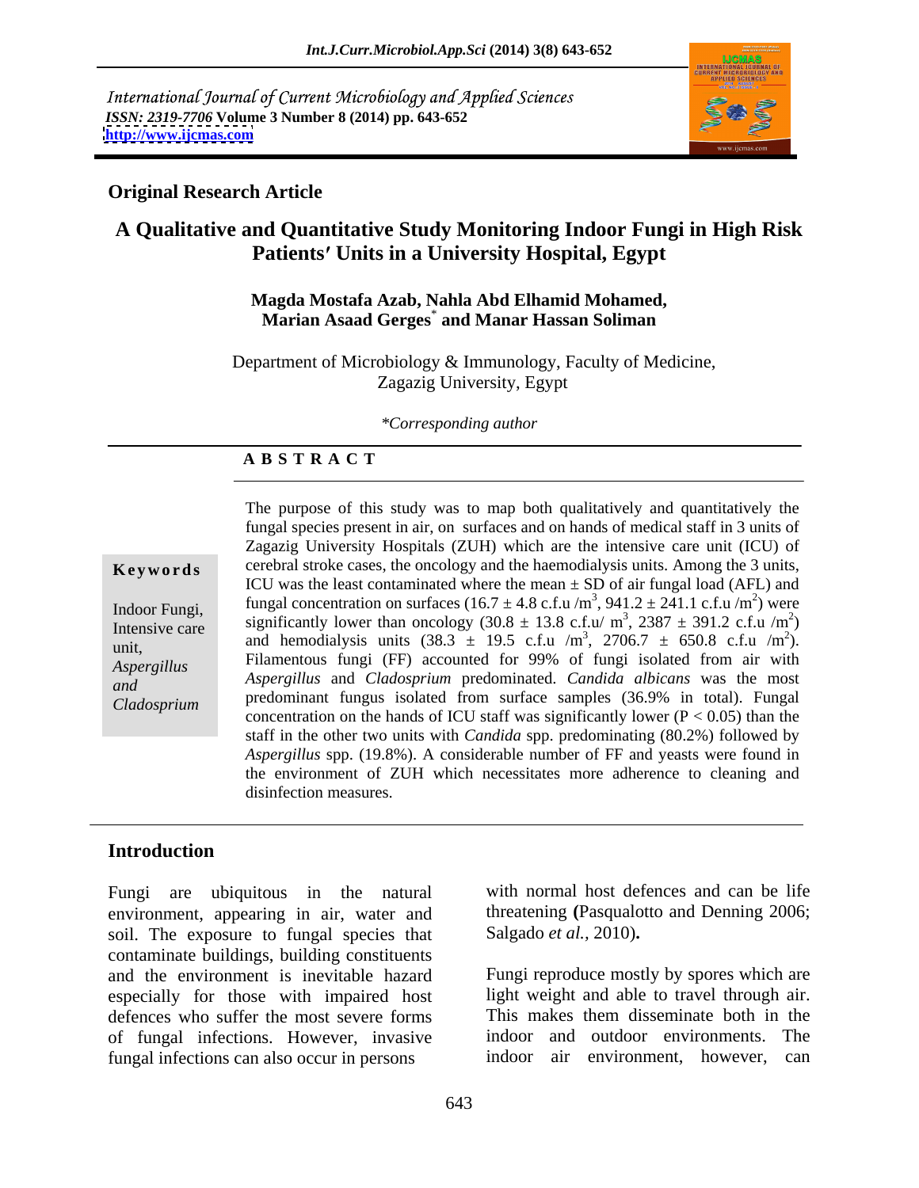International Journal of Current Microbiology and Applied Sciences
*ISSN: 2319-7706* **Volume 3 Number 8 (2014) pp. 643-652**
**http://www.ijcmas.com**

**Original Research Article**

# A Qualitative and Quantitative Study Monitoring Indoor Fungi in High Risk Patients′ Units in a University Hospital, Egypt

**Magda Mostafa Azab, Nahla Abd Elhamid Mohamed, Marian Asaad Gerges\* and Manar Hassan Soliman**

Department of Microbiology & Immunology, Faculty of Medicine, Zagazig University, Egypt

*\*Corresponding author*

## A B S T R A C T

**Keywords**

Indoor Fungi, Intensive care unit, *Aspergillus and Cladosprium*

The purpose of this study was to map both qualitatively and quantitatively the fungal species present in air, on surfaces and on hands of medical staff in 3 units of Zagazig University Hospitals (ZUH) which are the intensive care unit (ICU) of cerebral stroke cases, the oncology and the haemodialysis units. Among the 3 units, ICU was the least contaminated where the mean ± SD of air fungal load (AFL) and fungal concentration on surfaces (16.7 ± 4.8 c.f.u /$m^3$, 941.2 ± 241.1 c.f.u /$m^2$) were significantly lower than oncology (30.8 ± 13.8 c.f.u/ $m^3$, 2387 ± 391.2 c.f.u /$m^2$) and hemodialysis units (38.3 ± 19.5 c.f.u /$m^3$, 2706.7 ± 650.8 c.f.u /$m^2$). Filamentous fungi (FF) accounted for 99% of fungi isolated from air with *Aspergillus* and *Cladosprium* predominated. *Candida albicans* was the most predominant fungus isolated from surface samples (36.9% in total). Fungal concentration on the hands of ICU staff was significantly lower ($P < 0.05$) than the staff in the other two units with *Candida* spp. predominating (80.2%) followed by *Aspergillus* spp. (19.8%). A considerable number of FF and yeasts were found in the environment of ZUH which necessitates more adherence to cleaning and disinfection measures.

## Introduction

Fungi are ubiquitous in the natural environment, appearing in air, water and soil. The exposure to fungal species that contaminate buildings, building constituents and the environment is inevitable hazard especially for those with impaired host defences who suffer the most severe forms of fungal infections. However, invasive fungal infections can also occur in persons with normal host defences and can be life threatening **(**Pasqualotto and Denning 2006; Salgado *et al.,* 2010)**.**

Fungi reproduce mostly by spores which are light weight and able to travel through air. This makes them disseminate both in the indoor and outdoor environments. The indoor air environment, however, can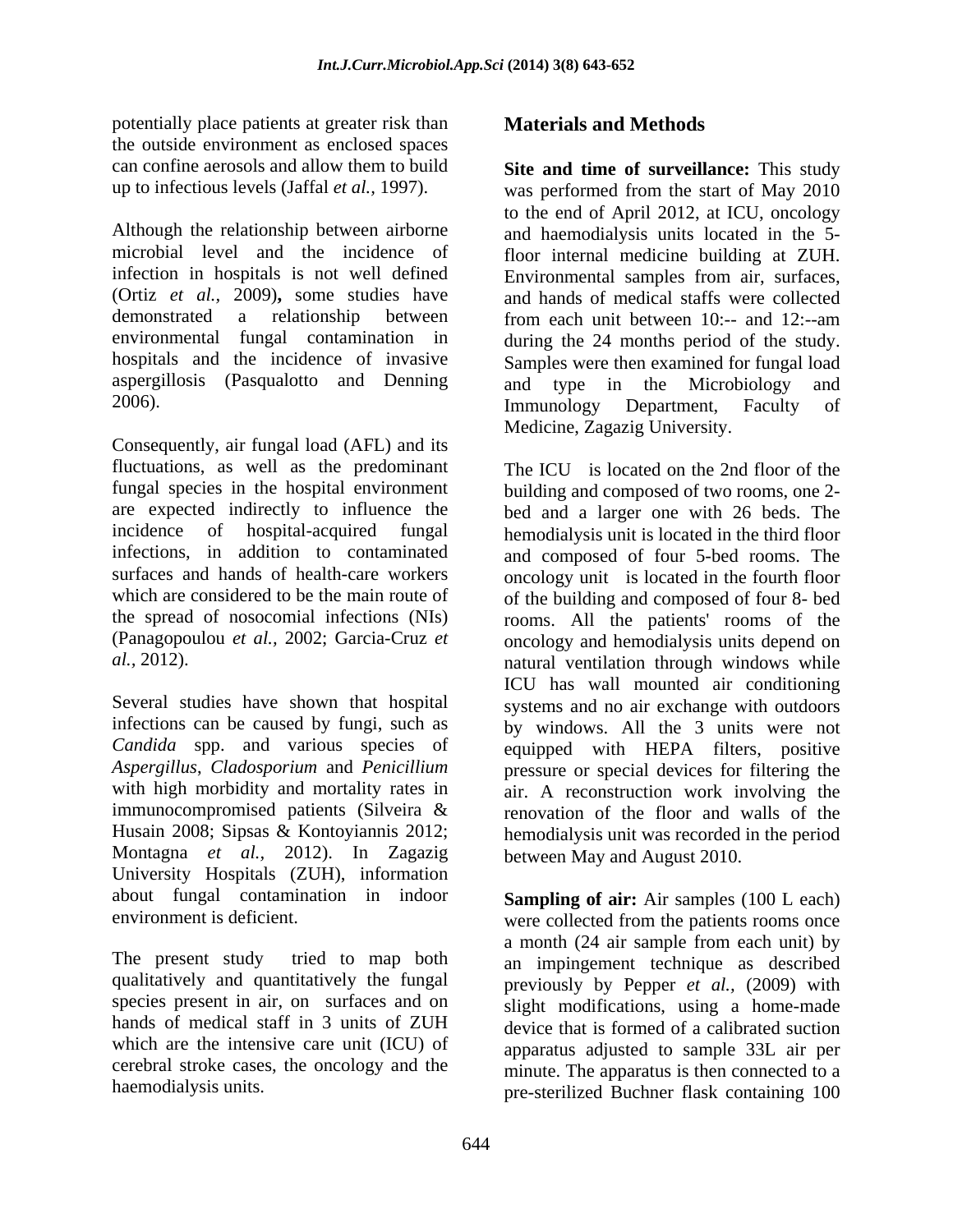potentially place patients at greater risk than the outside environment as enclosed spaces can confine aerosols and allow them to build up to infectious levels (Jaffal *et al.,* 1997).

Although the relationship between airborne microbial level and the incidence of infection in hospitals is not well defined (Ortiz *et al.,* 2009)**,** some studies have demonstrated a relationship between environmental fungal contamination in hospitals and the incidence of invasive aspergillosis (Pasqualotto and Denning 2006).

Consequently, air fungal load (AFL) and its fluctuations, as well as the predominant fungal species in the hospital environment are expected indirectly to influence the incidence of hospital-acquired fungal infections, in addition to contaminated surfaces and hands of health-care workers which are considered to be the main route of the spread of nosocomial infections (NIs) (Panagopoulou *et al.,* 2002; Garcia-Cruz *et al.,* 2012).

Several studies have shown that hospital infections can be caused by fungi, such as *Candida* spp. and various species of *Aspergillus*, *Cladosporium* and *Penicillium* with high morbidity and mortality rates in immunocompromised patients (Silveira & Husain 2008; Sipsas & Kontoyiannis 2012; Montagna *et al.,* 2012). In Zagazig University Hospitals (ZUH), information about fungal contamination in indoor environment is deficient.

The present study tried to map both qualitatively and quantitatively the fungal species present in air, on surfaces and on hands of medical staff in 3 units of ZUH which are the intensive care unit (ICU) of cerebral stroke cases, the oncology and the haemodialysis units.

## Materials and Methods

**Site and time of surveillance:** This study was performed from the start of May 2010 to the end of April 2012, at ICU, oncology and haemodialysis units located in the 5-floor internal medicine building at ZUH. Environmental samples from air, surfaces, and hands of medical staffs were collected from each unit between 10:-- and 12:--am during the 24 months period of the study. Samples were then examined for fungal load and type in the Microbiology and Immunology Department, Faculty of Medicine, Zagazig University.

The ICU is located on the 2nd floor of the building and composed of two rooms, one 2-bed and a larger one with 26 beds. The hemodialysis unit is located in the third floor and composed of four 5-bed rooms. The oncology unit is located in the fourth floor of the building and composed of four 8- bed rooms. All the patients' rooms of the oncology and hemodialysis units depend on natural ventilation through windows while ICU has wall mounted air conditioning systems and no air exchange with outdoors by windows. All the 3 units were not equipped with HEPA filters, positive pressure or special devices for filtering the air. A reconstruction work involving the renovation of the floor and walls of the hemodialysis unit was recorded in the period between May and August 2010.

**Sampling of air:** Air samples (100 L each) were collected from the patients rooms once a month (24 air sample from each unit) by an impingement technique as described previously by Pepper *et al.,* (2009) with slight modifications, using a home-made device that is formed of a calibrated suction apparatus adjusted to sample 33L air per minute. The apparatus is then connected to a pre-sterilized Buchner flask containing 100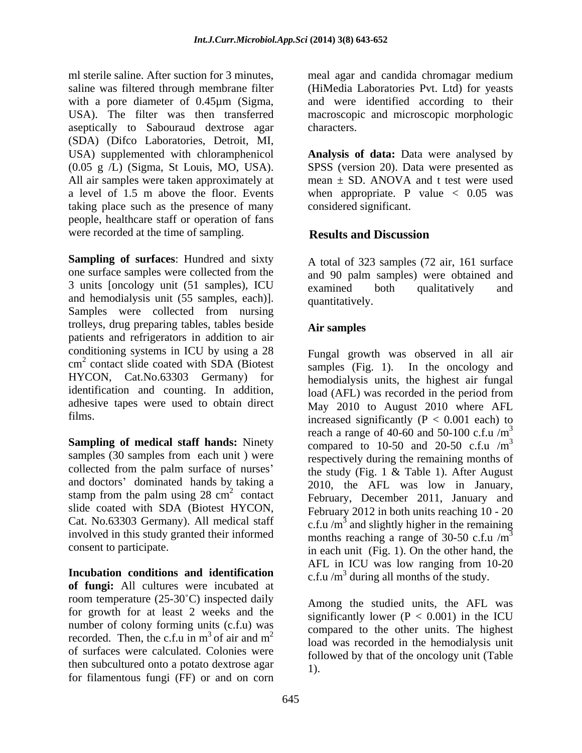ml sterile saline. After suction for 3 minutes, saline was filtered through membrane filter with a pore diameter of 0.45µm (Sigma, USA). The filter was then transferred aseptically to Sabouraud dextrose agar (SDA) (Difco Laboratories, Detroit, MI, USA) supplemented with chloramphenicol (0.05 g /L) (Sigma, St Louis, MO, USA). All air samples were taken approximately at a level of 1.5 m above the floor. Events taking place such as the presence of many people, healthcare staff or operation of fans were recorded at the time of sampling.

**Sampling of surfaces**: Hundred and sixty one surface samples were collected from the 3 units [oncology unit (51 samples), ICU and hemodialysis unit (55 samples, each)]. Samples were collected from nursing trolleys, drug preparing tables, tables beside patients and refrigerators in addition to air conditioning systems in ICU by using a 28 $cm^2$ contact slide coated with SDA (Biotest HYCON, Cat.No.63303 Germany) for identification and counting. In addition, adhesive tapes were used to obtain direct films.

**Sampling of medical staff hands:** Ninety samples (30 samples from each unit ) were collected from the palm surface of nurses' and doctors' dominated hands by taking a stamp from the palm using 28 $cm^2$ contact slide coated with SDA (Biotest HYCON, Cat. No.63303 Germany). All medical staff involved in this study granted their informed consent to participate.

**Incubation conditions and identification of fungi:** All cultures were incubated at room temperature (25-30˚C) inspected daily for growth for at least 2 weeks and the number of colony forming units (c.f.u) was recorded. Then, the c.f.u in $m^3$ of air and $m^2$ of surfaces were calculated. Colonies were then subcultured onto a potato dextrose agar for filamentous fungi (FF) or and on corn meal agar and candida chromagar medium (HiMedia Laboratories Pvt. Ltd) for yeasts and were identified according to their macroscopic and microscopic morphologic characters.

**Analysis of data:** Data were analysed by SPSS (version 20). Data were presented as mean ± SD. ANOVA and t test were used when appropriate. P value < 0.05 was considered significant.

## Results and Discussion

A total of 323 samples (72 air, 161 surface and 90 palm samples) were obtained and examined both qualitatively and quantitatively.

### Air samples

Fungal growth was observed in all air samples (Fig. 1). In the oncology and hemodialysis units, the highest air fungal load (AFL) was recorded in the period from May 2010 to August 2010 where AFL increased significantly ($P < 0.001$ each) to reach a range of 40-60 and 50-100 c.f.u /$m^3$ compared to 10-50 and 20-50 c.f.u /$m^3$ respectively during the remaining months of the study (Fig. 1 & Table 1). After August 2010, the AFL was low in January, February, December 2011, January and February 2012 in both units reaching 10 - 20 c.f.u /$m^3$ and slightly higher in the remaining months reaching a range of 30-50 c.f.u /$m^3$ in each unit (Fig. 1). On the other hand, the AFL in ICU was low ranging from 10-20 c.f.u /$m^3$ during all months of the study.

Among the studied units, the AFL was significantly lower ($P < 0.001$) in the ICU compared to the other units. The highest load was recorded in the hemodialysis unit followed by that of the oncology unit (Table 1).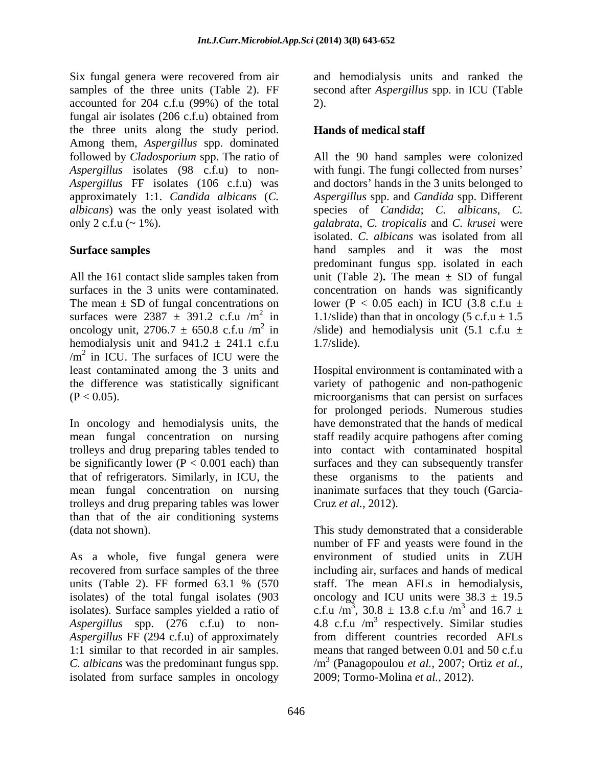Six fungal genera were recovered from air samples of the three units (Table 2). FF accounted for 204 c.f.u (99%) of the total fungal air isolates (206 c.f.u) obtained from the three units along the study period. Among them, *Aspergillus* spp. dominated followed by *Cladosporium* spp. The ratio of *Aspergillus* isolates (98 c.f.u) to non-*Aspergillus* FF isolates (106 c.f.u) was approximately 1:1. *Candida albicans* (*C. albicans*) was the only yeast isolated with only 2 c.f.u (~ 1%).

## Surface samples

All the 161 contact slide samples taken from surfaces in the 3 units were contaminated. The mean ± SD of fungal concentrations on surfaces were 2387 ± 391.2 c.f.u /$m^2$ in oncology unit, 2706.7 ± 650.8 c.f.u /$m^2$ in hemodialysis unit and 941.2 ± 241.1 c.f.u /$m^2$ in ICU. The surfaces of ICU were the least contaminated among the 3 units and the difference was statistically significant ($P < 0.05$).

In oncology and hemodialysis units, the mean fungal concentration on nursing trolleys and drug preparing tables tended to be significantly lower ($P < 0.001$ each) than that of refrigerators. Similarly, in ICU, the mean fungal concentration on nursing trolleys and drug preparing tables was lower than that of the air conditioning systems (data not shown).

As a whole, five fungal genera were recovered from surface samples of the three units (Table 2). FF formed 63.1 % (570 isolates) of the total fungal isolates (903 isolates). Surface samples yielded a ratio of *Aspergillus* spp. (276 c.f.u) to non-*Aspergillus* FF (294 c.f.u) of approximately 1:1 similar to that recorded in air samples. *C. albicans* was the predominant fungus spp. isolated from surface samples in oncology and hemodialysis units and ranked the second after *Aspergillus* spp. in ICU (Table 2).

## Hands of medical staff

All the 90 hand samples were colonized with fungi. The fungi collected from nurses' and doctors' hands in the 3 units belonged to *Aspergillus* spp. and *Candida* spp. Different species of *Candida*; *C. albicans*, *C. galabrata*, *C. tropicalis* and *C. krusei* were isolated. *C. albicans* was isolated from all hand samples and it was the most predominant fungus spp. isolated in each unit (Table 2**).** The mean ± SD of fungal concentration on hands was significantly lower ($P < 0.05$ each) in ICU (3.8 c.f.u ± 1.1/slide) than that in oncology (5 c.f.u ± 1.5 /slide) and hemodialysis unit (5.1 c.f.u ± 1.7/slide).

Hospital environment is contaminated with a variety of pathogenic and non-pathogenic microorganisms that can persist on surfaces for prolonged periods. Numerous studies have demonstrated that the hands of medical staff readily acquire pathogens after coming into contact with contaminated hospital surfaces and they can subsequently transfer these organisms to the patients and inanimate surfaces that they touch (Garcia-Cruz *et al.,* 2012).

This study demonstrated that a considerable number of FF and yeasts were found in the environment of studied units in ZUH including air, surfaces and hands of medical staff. The mean AFLs in hemodialysis, oncology and ICU units were 38.3 ± 19.5 c.f.u /$m^3$, 30.8 ± 13.8 c.f.u /$m^3$ and 16.7 ± 4.8 c.f.u /$m^3$ respectively. Similar studies from different countries recorded AFLs means that ranged between 0.01 and 50 c.f.u /$m^3$ (Panagopoulou *et al.,* 2007; Ortiz *et al.,* 2009; Tormo-Molina *et al.,* 2012).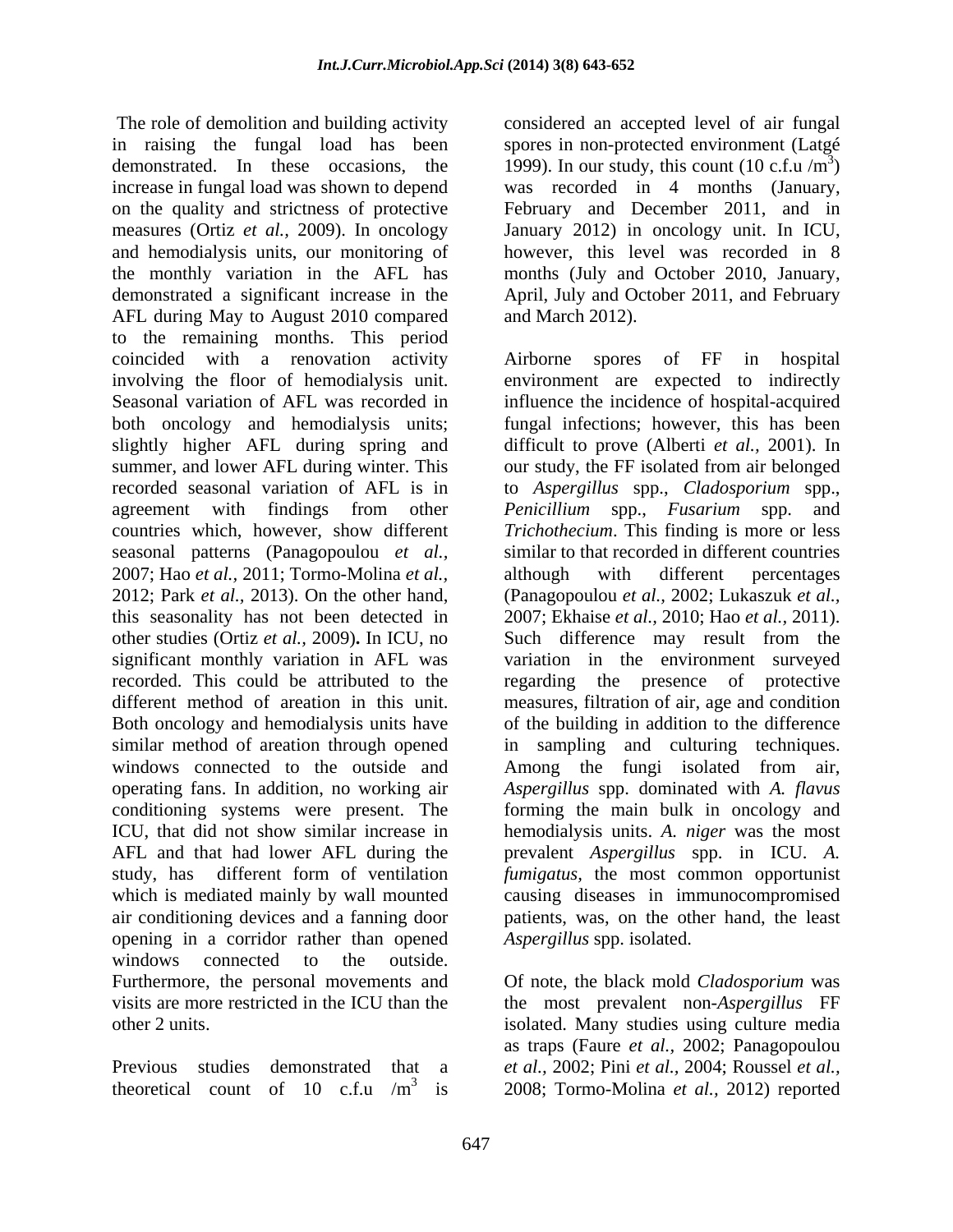The role of demolition and building activity in raising the fungal load has been demonstrated. In these occasions, the increase in fungal load was shown to depend on the quality and strictness of protective measures (Ortiz *et al.,* 2009). In oncology and hemodialysis units, our monitoring of the monthly variation in the AFL has demonstrated a significant increase in the AFL during May to August 2010 compared to the remaining months. This period coincided with a renovation activity involving the floor of hemodialysis unit. Seasonal variation of AFL was recorded in both oncology and hemodialysis units; slightly higher AFL during spring and summer, and lower AFL during winter. This recorded seasonal variation of AFL is in agreement with findings from other countries which, however, show different seasonal patterns (Panagopoulou *et al.,* 2007; Hao *et al.,* 2011; Tormo-Molina *et al.,* 2012; Park *et al.,* 2013). On the other hand, this seasonality has not been detected in other studies (Ortiz *et al.,* 2009)**.** In ICU, no significant monthly variation in AFL was recorded. This could be attributed to the different method of areation in this unit. Both oncology and hemodialysis units have similar method of areation through opened windows connected to the outside and operating fans. In addition, no working air conditioning systems were present. The ICU, that did not show similar increase in AFL and that had lower AFL during the study, has different form of ventilation which is mediated mainly by wall mounted air conditioning devices and a fanning door opening in a corridor rather than opened windows connected to the outside. Furthermore, the personal movements and visits are more restricted in the ICU than the other 2 units.

Previous studies demonstrated that a theoretical count of 10 c.f.u /$m^3$ is considered an accepted level of air fungal spores in non-protected environment (Latgé 1999). In our study, this count (10 c.f.u /$m^3$) was recorded in 4 months (January, February and December 2011, and in January 2012) in oncology unit. In ICU, however, this level was recorded in 8 months (July and October 2010, January, April, July and October 2011, and February and March 2012).

Airborne spores of FF in hospital environment are expected to indirectly influence the incidence of hospital-acquired fungal infections; however, this has been difficult to prove (Alberti *et al.,* 2001). In our study, the FF isolated from air belonged to *Aspergillus* spp., *Cladosporium* spp., *Penicillium* spp., *Fusarium* spp. and *Trichothecium*. This finding is more or less similar to that recorded in different countries although with different percentages (Panagopoulou *et al.,* 2002; Lukaszuk *et al.,* 2007; Ekhaise *et al.,* 2010; Hao *et al.,* 2011). Such difference may result from the variation in the environment surveyed regarding the presence of protective measures, filtration of air, age and condition of the building in addition to the difference in sampling and culturing techniques. Among the fungi isolated from air, *Aspergillus* spp. dominated with *A. flavus* forming the main bulk in oncology and hemodialysis units. *A. niger* was the most prevalent *Aspergillus* spp. in ICU. *A. fumigatus*, the most common opportunist causing diseases in immunocompromised patients, was, on the other hand, the least *Aspergillus* spp. isolated.

Of note, the black mold *Cladosporium* was the most prevalent non-*Aspergillus* FF isolated. Many studies using culture media as traps (Faure *et al.,* 2002; Panagopoulou *et al.,* 2002; Pini *et al.,* 2004; Roussel *et al.,* 2008; Tormo-Molina *et al.,* 2012) reported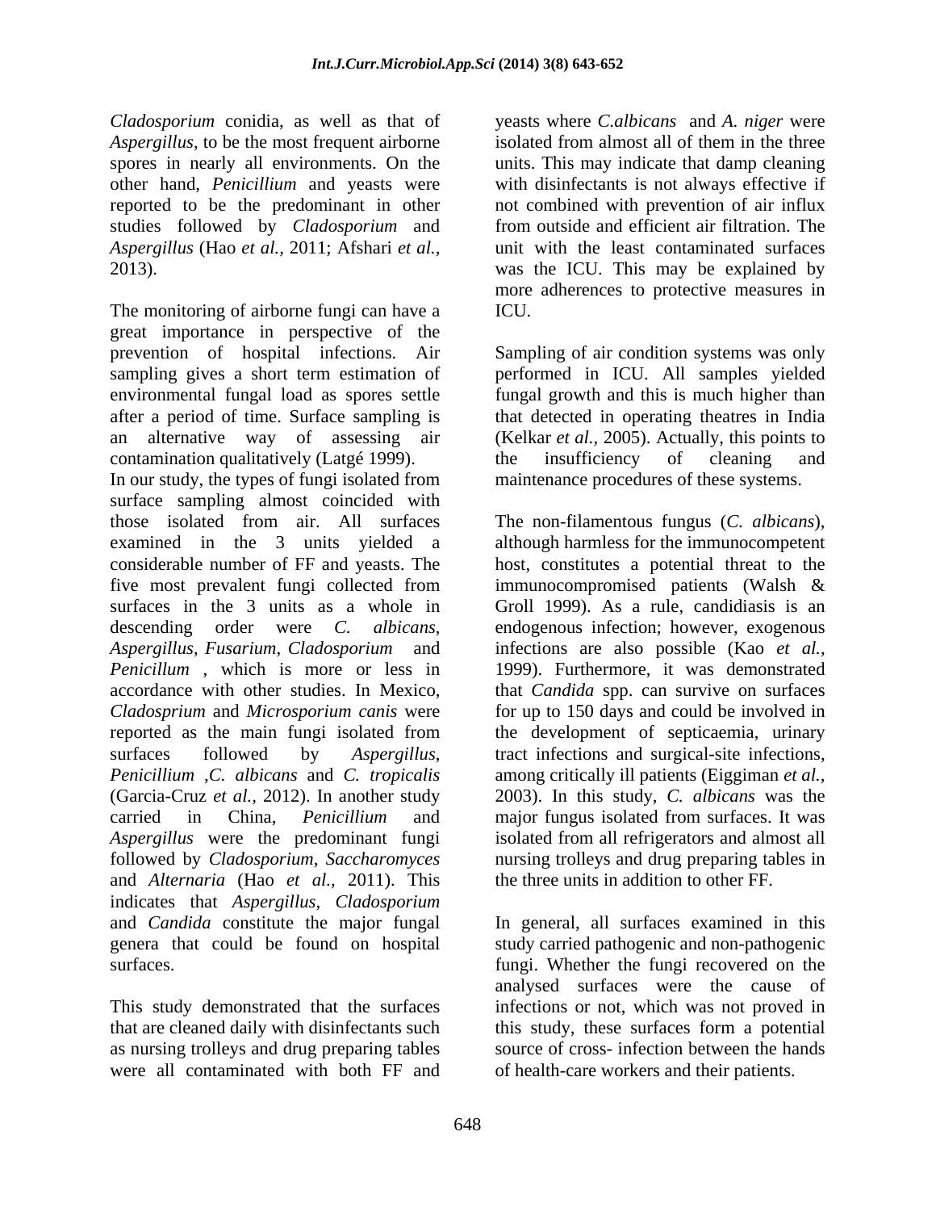*Cladosporium* conidia, as well as that of *Aspergillus*, to be the most frequent airborne spores in nearly all environments. On the other hand, *Penicillium* and yeasts were reported to be the predominant in other studies followed by *Cladosporium* and *Aspergillus* (Hao *et al.,* 2011; Afshari *et al.,* 2013).

The monitoring of airborne fungi can have a great importance in perspective of the prevention of hospital infections. Air sampling gives a short term estimation of environmental fungal load as spores settle after a period of time. Surface sampling is an alternative way of assessing air contamination qualitatively (Latgé 1999).
In our study, the types of fungi isolated from surface sampling almost coincided with those isolated from air. All surfaces examined in the 3 units yielded a considerable number of FF and yeasts. The five most prevalent fungi collected from surfaces in the 3 units as a whole in descending order were *C. albicans*, *Aspergillus*, *Fusarium*, *Cladosporium* and *Penicillum* , which is more or less in accordance with other studies. In Mexico, *Cladosprium* and *Microsporium canis* were reported as the main fungi isolated from surfaces followed by *Aspergillus*, *Penicillium* ,*C. albicans* and *C. tropicalis* (Garcia-Cruz *et al.,* 2012). In another study carried in China, *Penicillium* and *Aspergillus* were the predominant fungi followed by *Cladosporium*, *Saccharomyces* and *Alternaria* (Hao *et al.,* 2011). This indicates that *Aspergillus*, *Cladosporium* and *Candida* constitute the major fungal genera that could be found on hospital surfaces.

This study demonstrated that the surfaces that are cleaned daily with disinfectants such as nursing trolleys and drug preparing tables were all contaminated with both FF and yeasts where *C.albicans* and *A. niger* were isolated from almost all of them in the three units. This may indicate that damp cleaning with disinfectants is not always effective if not combined with prevention of air influx from outside and efficient air filtration. The unit with the least contaminated surfaces was the ICU. This may be explained by more adherences to protective measures in ICU.

Sampling of air condition systems was only performed in ICU. All samples yielded fungal growth and this is much higher than that detected in operating theatres in India (Kelkar *et al.,* 2005). Actually, this points to the insufficiency of cleaning and maintenance procedures of these systems.

The non-filamentous fungus (*C. albicans*), although harmless for the immunocompetent host, constitutes a potential threat to the immunocompromised patients (Walsh & Groll 1999). As a rule, candidiasis is an endogenous infection; however, exogenous infections are also possible (Kao *et al.,* 1999). Furthermore, it was demonstrated that *Candida* spp. can survive on surfaces for up to 150 days and could be involved in the development of septicaemia, urinary tract infections and surgical-site infections, among critically ill patients (Eiggiman *et al.,* 2003). In this study, *C. albicans* was the major fungus isolated from surfaces. It was isolated from all refrigerators and almost all nursing trolleys and drug preparing tables in the three units in addition to other FF.

In general, all surfaces examined in this study carried pathogenic and non-pathogenic fungi. Whether the fungi recovered on the analysed surfaces were the cause of infections or not, which was not proved in this study, these surfaces form a potential source of cross- infection between the hands of health-care workers and their patients.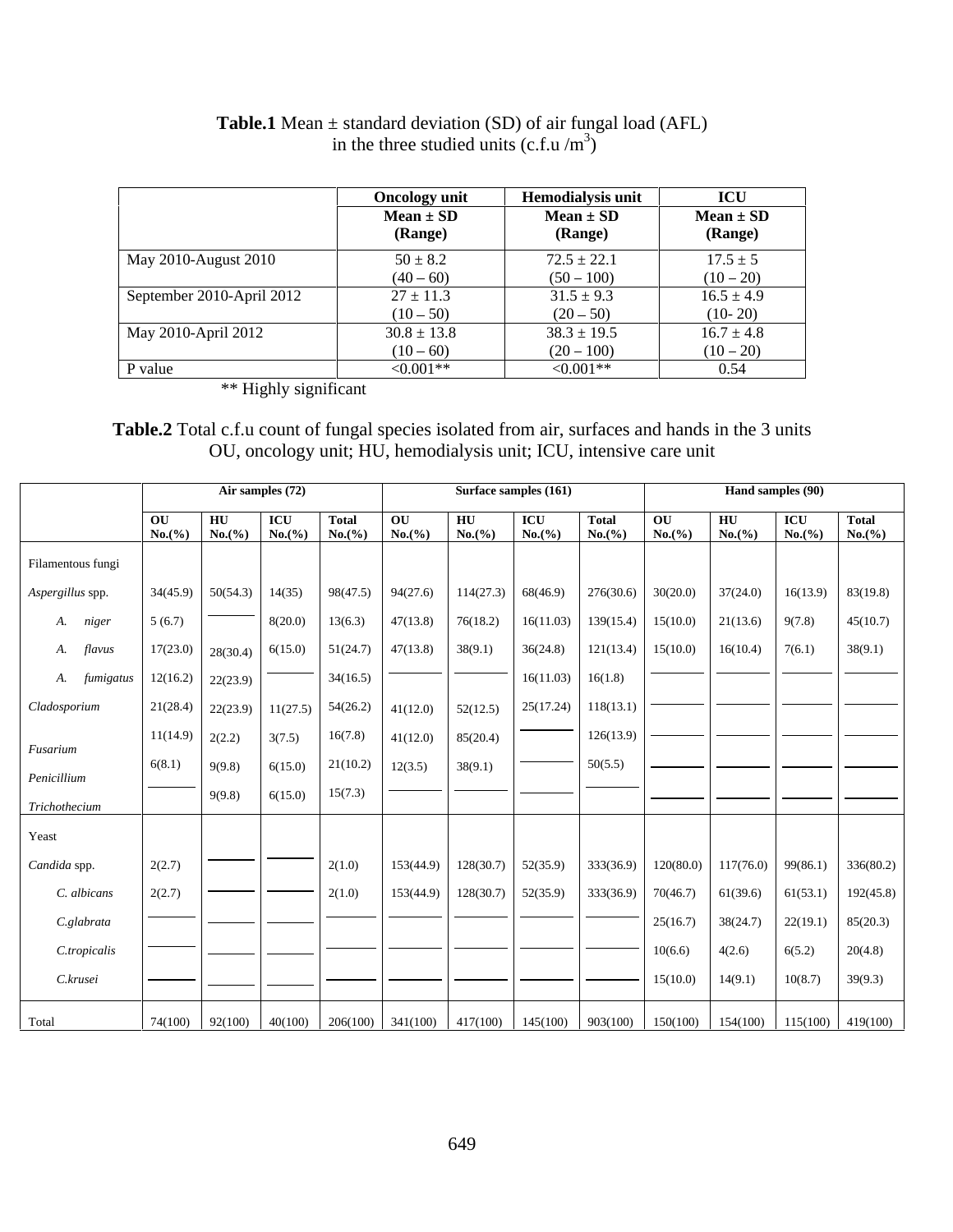**Table.1** Mean ± standard deviation (SD) of air fungal load (AFL) in the three studied units (c.f.u /m$^3$)

| | Oncology unit | Hemodialysis unit | ICU |
|---|---|---|---|
| | Mean ± SD (Range) | Mean ± SD (Range) | Mean ± SD (Range) |
| May 2010-August 2010 | 50 ± 8.2 (40 – 60) | 72.5 ± 22.1 (50 – 100) | 17.5 ± 5 (10 – 20) |
| September 2010-April 2012 | 27 ± 11.3 (10 – 50) | 31.5 ± 9.3 (20 – 50) | 16.5 ± 4.9 (10- 20) |
| May 2010-April 2012 | 30.8 ± 13.8 (10 – 60) | 38.3 ± 19.5 (20 – 100) | 16.7 ± 4.8 (10 – 20) |
| P value | <0.001** | <0.001** | 0.54 |

** Highly significant

**Table.2** Total c.f.u count of fungal species isolated from air, surfaces and hands in the 3 units OU, oncology unit; HU, hemodialysis unit; ICU, intensive care unit

| | Air samples (72) | | | | Surface samples (161) | | | | Hand samples (90) | | | |
|---|---|---|---|---|---|---|---|---|---|---|---|---|
| | OU No.(%) | HU No.(%) | ICU No.(%) | Total No.(%) | OU No.(%) | HU No.(%) | ICU No.(%) | Total No.(%) | OU No.(%) | HU No.(%) | ICU No.(%) | Total No.(%) |
| Filamentous fungi | | | | | | | | | | | | |
| *Aspergillus* spp. | 34(45.9) | 50(54.3) | 14(35) | 98(47.5) | 94(27.6) | 114(27.3) | 68(46.9) | 276(30.6) | 30(20.0) | 37(24.0) | 16(13.9) | 83(19.8) |
| *A. niger* | 5 (6.7) | ——— | 8(20.0) | 13(6.3) | 47(13.8) | 76(18.2) | 16(11.03) | 139(15.4) | 15(10.0) | 21(13.6) | 9(7.8) | 45(10.7) |
| *A. flavus* | 17(23.0) | 28(30.4) | 6(15.0) | 51(24.7) | 47(13.8) | 38(9.1) | 36(24.8) | 121(13.4) | 15(10.0) | 16(10.4) | 7(6.1) | 38(9.1) |
| *A. fumigatus* | 12(16.2) | 22(23.9) | ——— | 34(16.5) | ——— | ——— | 16(11.03) | 16(1.8) | ——— | ——— | ——— | ——— |
| *Cladosporium* | 21(28.4) | 22(23.9) | 11(27.5) | 54(26.2) | 41(12.0) | 52(12.5) | 25(17.24) | 118(13.1) | ——— | ——— | ——— | ——— |
| *Fusarium* | 11(14.9) | 2(2.2) | 3(7.5) | 16(7.8) | 41(12.0) | 85(20.4) | ——— | 126(13.9) | ——— | ——— | ——— | ——— |
| *Penicillium* | 6(8.1) | 9(9.8) | 6(15.0) | 21(10.2) | 12(3.5) | 38(9.1) | ——— | 50(5.5) | ——— | ——— | ——— | ——— |
| *Trichothecium* | ——— | 9(9.8) | 6(15.0) | 15(7.3) | ——— | ——— | ——— | ——— | ——— | ——— | ——— | ——— |
| Yeast | | | | | | | | | | | | |
| *Candida* spp. | 2(2.7) | ——— | ——— | 2(1.0) | 153(44.9) | 128(30.7) | 52(35.9) | 333(36.9) | 120(80.0) | 117(76.0) | 99(86.1) | 336(80.2) |
| *C. albicans* | 2(2.7) | ——— | ——— | 2(1.0) | 153(44.9) | 128(30.7) | 52(35.9) | 333(36.9) | 70(46.7) | 61(39.6) | 61(53.1) | 192(45.8) |
| *C.glabrata* | ——— | ——— | ——— | ——— | ——— | ——— | ——— | ——— | 25(16.7) | 38(24.7) | 22(19.1) | 85(20.3) |
| *C.tropicalis* | ——— | ——— | ——— | ——— | ——— | ——— | ——— | ——— | 10(6.6) | 4(2.6) | 6(5.2) | 20(4.8) |
| *C.krusei* | ——— | ——— | ——— | ——— | ——— | ——— | ——— | ——— | 15(10.0) | 14(9.1) | 10(8.7) | 39(9.3) |
| Total | 74(100) | 92(100) | 40(100) | 206(100) | 341(100) | 417(100) | 145(100) | 903(100) | 150(100) | 154(100) | 115(100) | 419(100) |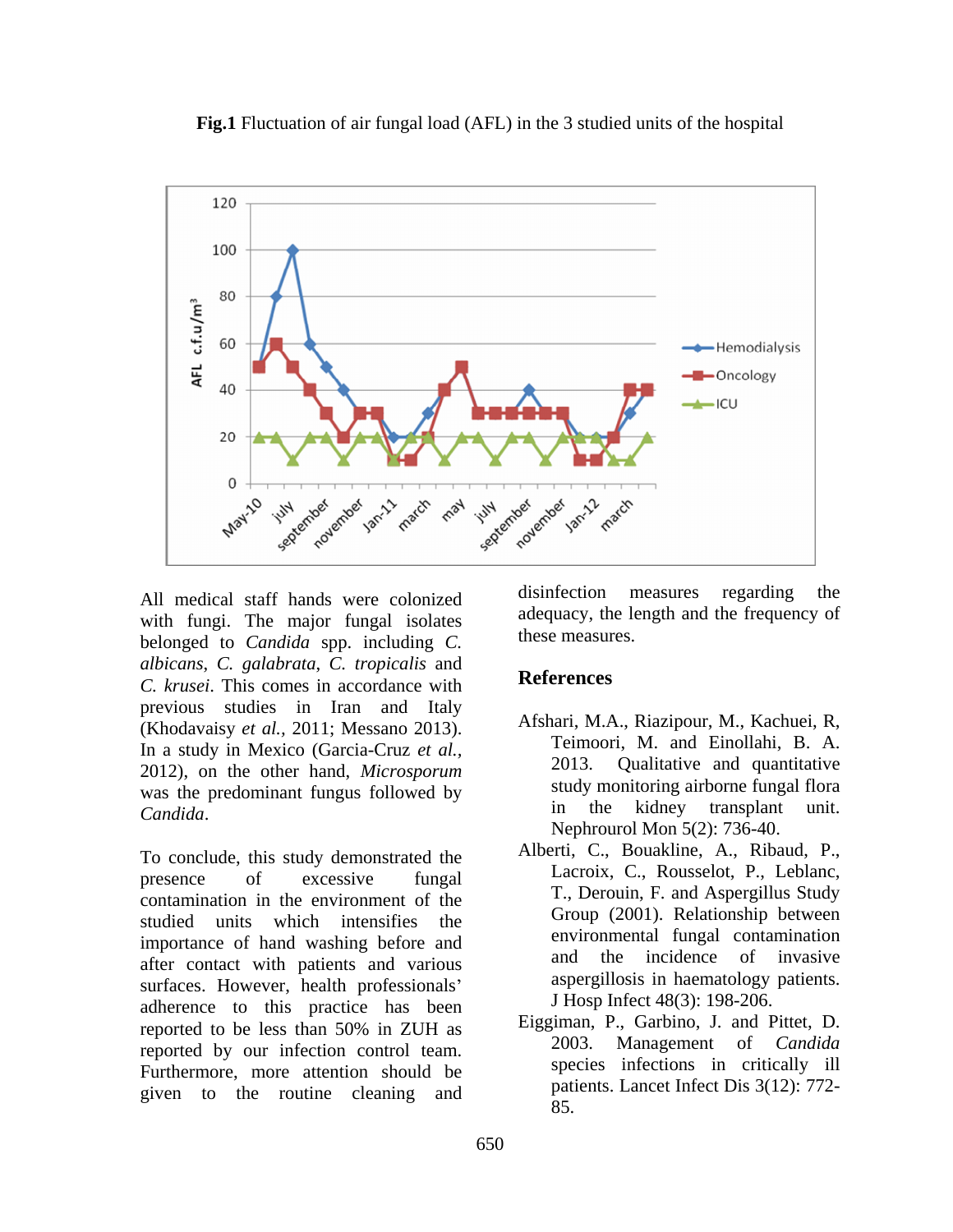**Fig.1** Fluctuation of air fungal load (AFL) in the 3 studied units of the hospital

All medical staff hands were colonized with fungi. The major fungal isolates belonged to *Candida* spp. including *C. albicans*, *C. galabrata*, *C. tropicalis* and *C. krusei*. This comes in accordance with previous studies in Iran and Italy (Khodavaisy *et al.*, 2011; Messano 2013). In a study in Mexico (Garcia-Cruz *et al.*, 2012), on the other hand, *Microsporum* was the predominant fungus followed by *Candida*.

To conclude, this study demonstrated the presence of excessive fungal contamination in the environment of the studied units which intensifies the importance of hand washing before and after contact with patients and various surfaces. However, health professionals' adherence to this practice has been reported to be less than 50% in ZUH as reported by our infection control team. Furthermore, more attention should be given to the routine cleaning and disinfection measures regarding the adequacy, the length and the frequency of these measures.

## References

Afshari, M.A., Riazipour, M., Kachuei, R, Teimoori, M. and Einollahi, B. A. 2013. Qualitative and quantitative study monitoring airborne fungal flora in the kidney transplant unit. Nephrourol Mon 5(2): 736-40.

Alberti, C., Bouakline, A., Ribaud, P., Lacroix, C., Rousselot, P., Leblanc, T., Derouin, F. and Aspergillus Study Group (2001). Relationship between environmental fungal contamination and the incidence of invasive aspergillosis in haematology patients. J Hosp Infect 48(3): 198-206.

Eiggiman, P., Garbino, J. and Pittet, D. 2003. Management of *Candida* species infections in critically ill patients. Lancet Infect Dis 3(12): 772-85.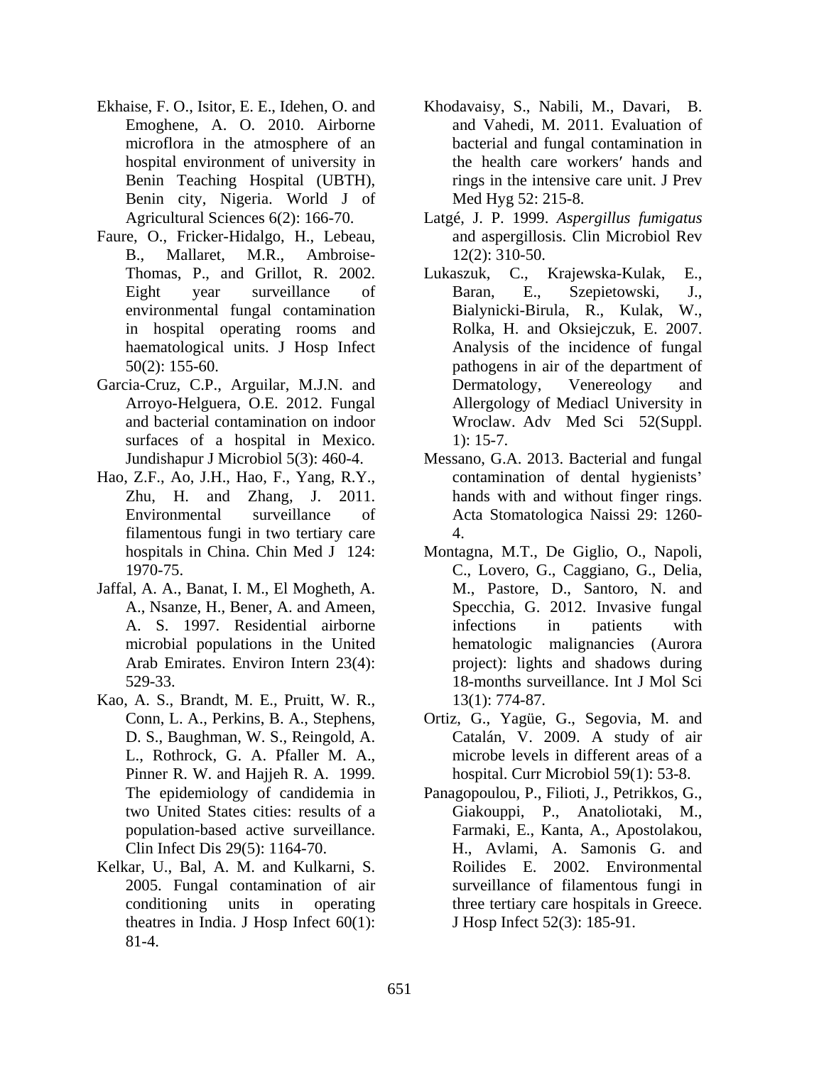Ekhaise, F. O., Isitor, E. E., Idehen, O. and Emoghene, A. O. 2010. Airborne microflora in the atmosphere of an hospital environment of university in Benin Teaching Hospital (UBTH), Benin city, Nigeria. World J of Agricultural Sciences 6(2): 166-70.

Faure, O., Fricker-Hidalgo, H., Lebeau, B., Mallaret, M.R., Ambroise-Thomas, P., and Grillot, R. 2002. Eight year surveillance of environmental fungal contamination in hospital operating rooms and haematological units. J Hosp Infect 50(2): 155-60.

Garcia-Cruz, C.P., Arguilar, M.J.N. and Arroyo-Helguera, O.E. 2012. Fungal and bacterial contamination on indoor surfaces of a hospital in Mexico. Jundishapur J Microbiol 5(3): 460-4.

Hao, Z.F., Ao, J.H., Hao, F., Yang, R.Y., Zhu, H. and Zhang, J. 2011. Environmental surveillance of filamentous fungi in two tertiary care hospitals in China. Chin Med J 124: 1970-75.

Jaffal, A. A., Banat, I. M., El Mogheth, A. A., Nsanze, H., Bener, A. and Ameen, A. S. 1997. Residential airborne microbial populations in the United Arab Emirates. Environ Intern 23(4): 529-33.

Kao, A. S., Brandt, M. E., Pruitt, W. R., Conn, L. A., Perkins, B. A., Stephens, D. S., Baughman, W. S., Reingold, A. L., Rothrock, G. A. Pfaller M. A., Pinner R. W. and Hajjeh R. A. 1999. The epidemiology of candidemia in two United States cities: results of a population-based active surveillance. Clin Infect Dis 29(5): 1164-70.

Kelkar, U., Bal, A. M. and Kulkarni, S. 2005. Fungal contamination of air conditioning units in operating theatres in India. J Hosp Infect 60(1): 81-4.

Khodavaisy, S., Nabili, M., Davari, B. and Vahedi, M. 2011. Evaluation of bacterial and fungal contamination in the health care workers′ hands and rings in the intensive care unit. J Prev Med Hyg 52: 215-8.

Latgé, J. P. 1999. *Aspergillus fumigatus* and aspergillosis. Clin Microbiol Rev 12(2): 310-50.

Lukaszuk, C., Krajewska-Kulak, E., Baran, E., Szepietowski, J., Bialynicki-Birula, R., Kulak, W., Rolka, H. and Oksiejczuk, E. 2007. Analysis of the incidence of fungal pathogens in air of the department of Dermatology, Venereology and Allergology of Mediacl University in Wroclaw. Adv Med Sci 52(Suppl. 1): 15-7.

Messano, G.A. 2013. Bacterial and fungal contamination of dental hygienists' hands with and without finger rings. Acta Stomatologica Naissi 29: 1260-4.

Montagna, M.T., De Giglio, O., Napoli, C., Lovero, G., Caggiano, G., Delia, M., Pastore, D., Santoro, N. and Specchia, G. 2012. Invasive fungal infections in patients with hematologic malignancies (Aurora project): lights and shadows during 18-months surveillance. Int J Mol Sci 13(1): 774-87.

Ortiz, G., Yagüe, G., Segovia, M. and Catalán, V. 2009. A study of air microbe levels in different areas of a hospital. Curr Microbiol 59(1): 53-8.

Panagopoulou, P., Filioti, J., Petrikkos, G., Giakouppi, P., Anatoliotaki, M., Farmaki, E., Kanta, A., Apostolakou, H., Avlami, A. Samonis G. and Roilides E. 2002. Environmental surveillance of filamentous fungi in three tertiary care hospitals in Greece. J Hosp Infect 52(3): 185-91.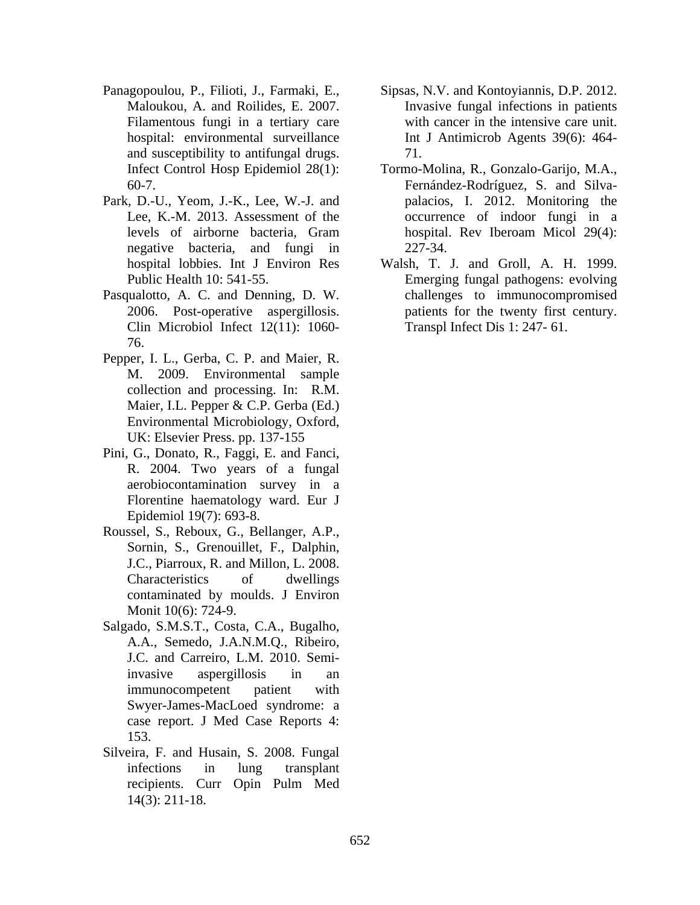Panagopoulou, P., Filioti, J., Farmaki, E., Maloukou, A. and Roilides, E. 2007. Filamentous fungi in a tertiary care hospital: environmental surveillance and susceptibility to antifungal drugs. Infect Control Hosp Epidemiol 28(1): 60-7.

Park, D.-U., Yeom, J.-K., Lee, W.-J. and Lee, K.-M. 2013. Assessment of the levels of airborne bacteria, Gram negative bacteria, and fungi in hospital lobbies. Int J Environ Res Public Health 10: 541-55.

Pasqualotto, A. C. and Denning, D. W. 2006. Post-operative aspergillosis. Clin Microbiol Infect 12(11): 1060-76.

Pepper, I. L., Gerba, C. P. and Maier, R. M. 2009. Environmental sample collection and processing. In: R.M. Maier, I.L. Pepper & C.P. Gerba (Ed.) Environmental Microbiology, Oxford, UK: Elsevier Press. pp. 137-155

Pini, G., Donato, R., Faggi, E. and Fanci, R. 2004. Two years of a fungal aerobiocontamination survey in a Florentine haematology ward. Eur J Epidemiol 19(7): 693-8.

Roussel, S., Reboux, G., Bellanger, A.P., Sornin, S., Grenouillet, F., Dalphin, J.C., Piarroux, R. and Millon, L. 2008. Characteristics of dwellings contaminated by moulds. J Environ Monit 10(6): 724-9.

Salgado, S.M.S.T., Costa, C.A., Bugalho, A.A., Semedo, J.A.N.M.Q., Ribeiro, J.C. and Carreiro, L.M. 2010. Semi-invasive aspergillosis in an immunocompetent patient with Swyer-James-MacLoed syndrome: a case report. J Med Case Reports 4: 153.

Silveira, F. and Husain, S. 2008. Fungal infections in lung transplant recipients. Curr Opin Pulm Med 14(3): 211-18.

Sipsas, N.V. and Kontoyiannis, D.P. 2012. Invasive fungal infections in patients with cancer in the intensive care unit. Int J Antimicrob Agents 39(6): 464-71.

Tormo-Molina, R., Gonzalo-Garijo, M.A., Fernández-Rodríguez, S. and Silva-palacios, I. 2012. Monitoring the occurrence of indoor fungi in a hospital. Rev Iberoam Micol 29(4): 227-34.

Walsh, T. J. and Groll, A. H. 1999. Emerging fungal pathogens: evolving challenges to immunocompromised patients for the twenty first century. Transpl Infect Dis 1: 247- 61.